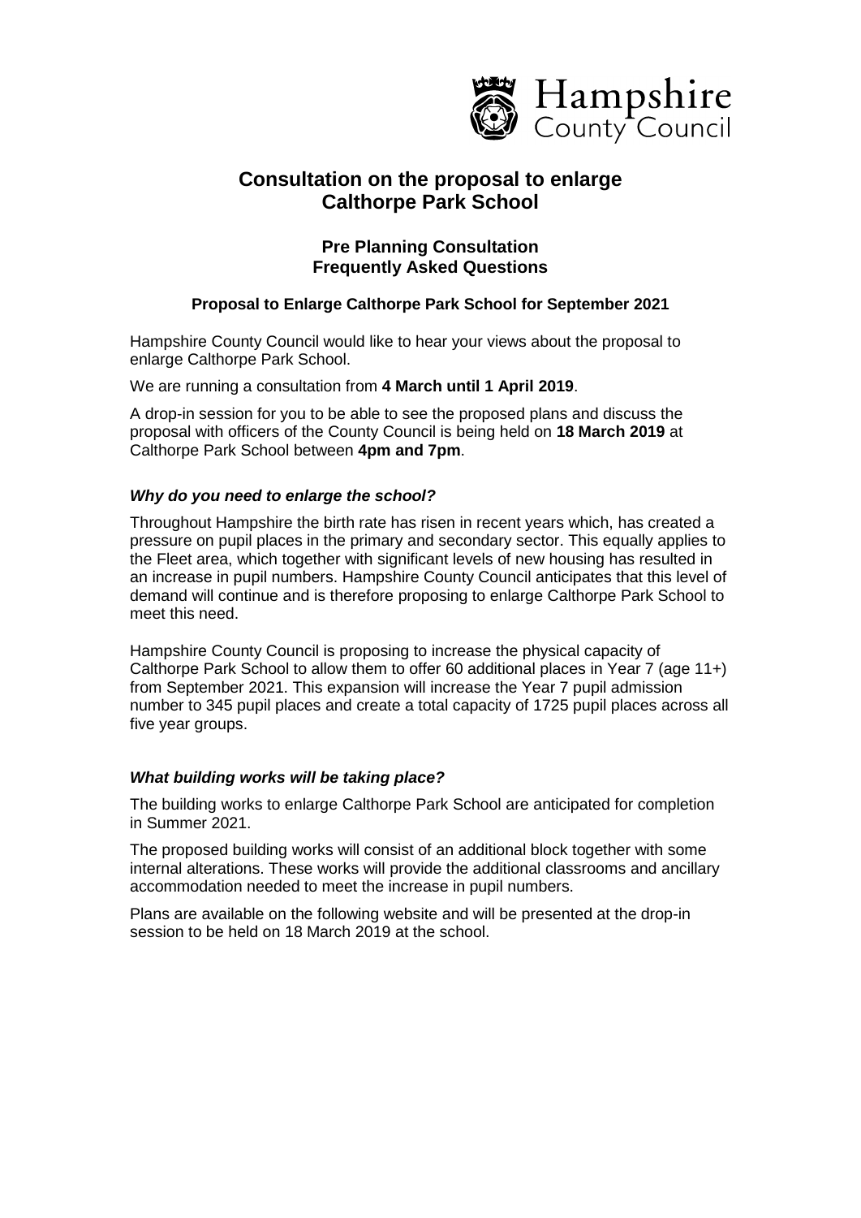Hampshire County Council

# Consultation on the proposal to enlarge Calthorpe Park School

## Pre Planning Consultation
## Frequently Asked Questions

### Proposal to Enlarge Calthorpe Park School for September 2021

Hampshire County Council would like to hear your views about the proposal to enlarge Calthorpe Park School.

We are running a consultation from **4 March until 1 April 2019**.

A drop-in session for you to be able to see the proposed plans and discuss the proposal with officers of the County Council is being held on **18 March 2019** at Calthorpe Park School between **4pm and 7pm**.

### *Why do you need to enlarge the school?*

Throughout Hampshire the birth rate has risen in recent years which, has created a pressure on pupil places in the primary and secondary sector. This equally applies to the Fleet area, which together with significant levels of new housing has resulted in an increase in pupil numbers. Hampshire County Council anticipates that this level of demand will continue and is therefore proposing to enlarge Calthorpe Park School to meet this need.

Hampshire County Council is proposing to increase the physical capacity of Calthorpe Park School to allow them to offer 60 additional places in Year 7 (age 11+) from September 2021. This expansion will increase the Year 7 pupil admission number to 345 pupil places and create a total capacity of 1725 pupil places across all five year groups.

### *What building works will be taking place?*

The building works to enlarge Calthorpe Park School are anticipated for completion in Summer 2021.

The proposed building works will consist of an additional block together with some internal alterations. These works will provide the additional classrooms and ancillary accommodation needed to meet the increase in pupil numbers.

Plans are available on the following website and will be presented at the drop-in session to be held on 18 March 2019 at the school.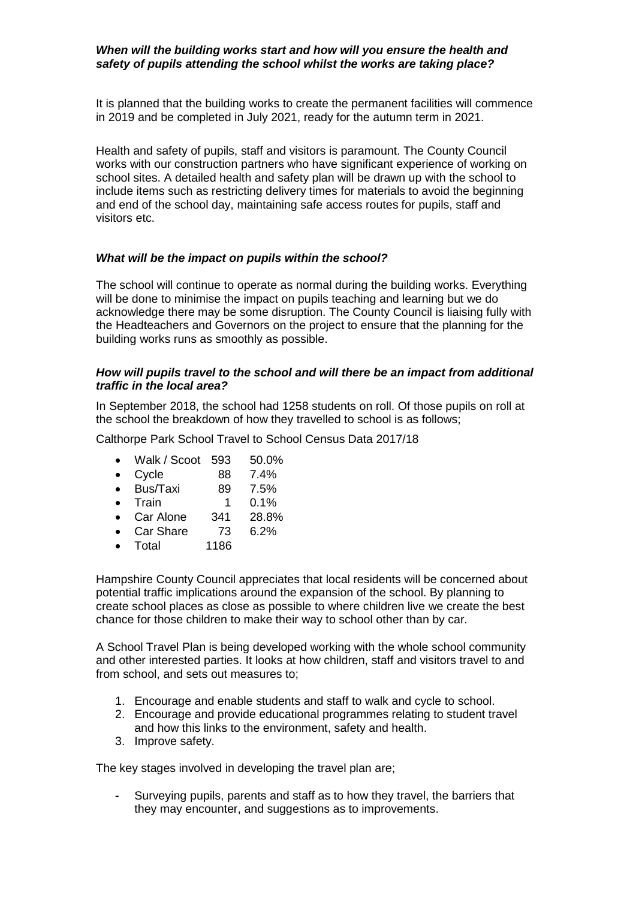***When will the building works start and how will you ensure the health and safety of pupils attending the school whilst the works are taking place?***

It is planned that the building works to create the permanent facilities will commence in 2019 and be completed in July 2021, ready for the autumn term in 2021.

Health and safety of pupils, staff and visitors is paramount. The County Council works with our construction partners who have significant experience of working on school sites. A detailed health and safety plan will be drawn up with the school to include items such as restricting delivery times for materials to avoid the beginning and end of the school day, maintaining safe access routes for pupils, staff and visitors etc.

***What will be the impact on pupils within the school?***

The school will continue to operate as normal during the building works. Everything will be done to minimise the impact on pupils teaching and learning but we do acknowledge there may be some disruption. The County Council is liaising fully with the Headteachers and Governors on the project to ensure that the planning for the building works runs as smoothly as possible.

***How will pupils travel to the school and will there be an impact from additional traffic in the local area?***

In September 2018, the school had 1258 students on roll. Of those pupils on roll at the school the breakdown of how they travelled to school is as follows;

Calthorpe Park School Travel to School Census Data 2017/18

- Walk / Scoot 593 50.0%
- Cycle 88 7.4%
- Bus/Taxi 89 7.5%
- Train 1 0.1%
- Car Alone 341 28.8%
- Car Share 73 6.2%
- Total 1186

Hampshire County Council appreciates that local residents will be concerned about potential traffic implications around the expansion of the school. By planning to create school places as close as possible to where children live we create the best chance for those children to make their way to school other than by car.

A School Travel Plan is being developed working with the whole school community and other interested parties. It looks at how children, staff and visitors travel to and from school, and sets out measures to;

1. Encourage and enable students and staff to walk and cycle to school.
2. Encourage and provide educational programmes relating to student travel and how this links to the environment, safety and health.
3. Improve safety.

The key stages involved in developing the travel plan are;

- Surveying pupils, parents and staff as to how they travel, the barriers that they may encounter, and suggestions as to improvements.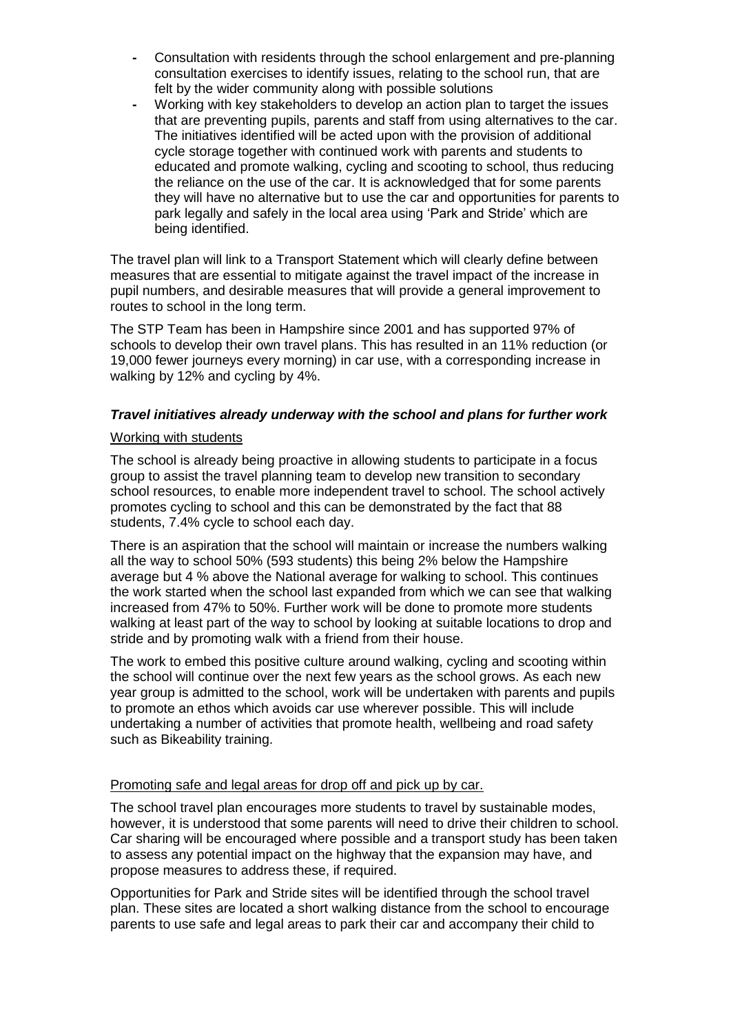- Consultation with residents through the school enlargement and pre-planning consultation exercises to identify issues, relating to the school run, that are felt by the wider community along with possible solutions
- Working with key stakeholders to develop an action plan to target the issues that are preventing pupils, parents and staff from using alternatives to the car. The initiatives identified will be acted upon with the provision of additional cycle storage together with continued work with parents and students to educated and promote walking, cycling and scooting to school, thus reducing the reliance on the use of the car. It is acknowledged that for some parents they will have no alternative but to use the car and opportunities for parents to park legally and safely in the local area using 'Park and Stride' which are being identified.

The travel plan will link to a Transport Statement which will clearly define between measures that are essential to mitigate against the travel impact of the increase in pupil numbers, and desirable measures that will provide a general improvement to routes to school in the long term.

The STP Team has been in Hampshire since 2001 and has supported 97% of schools to develop their own travel plans. This has resulted in an 11% reduction (or 19,000 fewer journeys every morning) in car use, with a corresponding increase in walking by 12% and cycling by 4%.

### ***Travel initiatives already underway with the school and plans for further work***

<u>Working with students</u>

The school is already being proactive in allowing students to participate in a focus group to assist the travel planning team to develop new transition to secondary school resources, to enable more independent travel to school. The school actively promotes cycling to school and this can be demonstrated by the fact that 88 students, 7.4% cycle to school each day.

There is an aspiration that the school will maintain or increase the numbers walking all the way to school 50% (593 students) this being 2% below the Hampshire average but 4 % above the National average for walking to school. This continues the work started when the school last expanded from which we can see that walking increased from 47% to 50%. Further work will be done to promote more students walking at least part of the way to school by looking at suitable locations to drop and stride and by promoting walk with a friend from their house.

The work to embed this positive culture around walking, cycling and scooting within the school will continue over the next few years as the school grows. As each new year group is admitted to the school, work will be undertaken with parents and pupils to promote an ethos which avoids car use wherever possible. This will include undertaking a number of activities that promote health, wellbeing and road safety such as Bikeability training.

<u>Promoting safe and legal areas for drop off and pick up by car.</u>

The school travel plan encourages more students to travel by sustainable modes, however, it is understood that some parents will need to drive their children to school. Car sharing will be encouraged where possible and a transport study has been taken to assess any potential impact on the highway that the expansion may have, and propose measures to address these, if required.

Opportunities for Park and Stride sites will be identified through the school travel plan. These sites are located a short walking distance from the school to encourage parents to use safe and legal areas to park their car and accompany their child to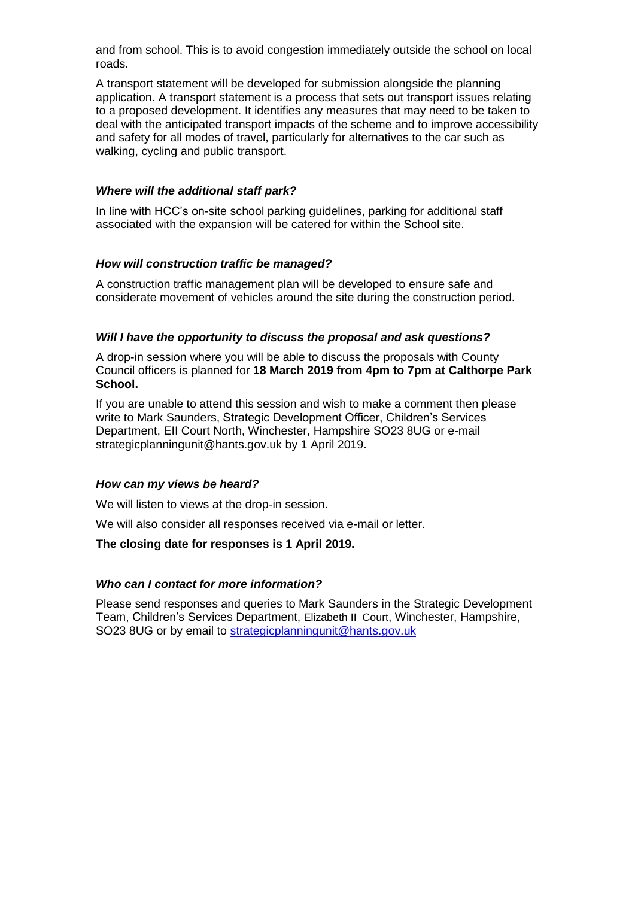and from school. This is to avoid congestion immediately outside the school on local roads.

A transport statement will be developed for submission alongside the planning application. A transport statement is a process that sets out transport issues relating to a proposed development. It identifies any measures that may need to be taken to deal with the anticipated transport impacts of the scheme and to improve accessibility and safety for all modes of travel, particularly for alternatives to the car such as walking, cycling and public transport.

***Where will the additional staff park?***

In line with HCC's on-site school parking guidelines, parking for additional staff associated with the expansion will be catered for within the School site.

***How will construction traffic be managed?***

A construction traffic management plan will be developed to ensure safe and considerate movement of vehicles around the site during the construction period.

***Will I have the opportunity to discuss the proposal and ask questions?***

A drop-in session where you will be able to discuss the proposals with County Council officers is planned for **18 March 2019 from 4pm to 7pm at Calthorpe Park School.**

If you are unable to attend this session and wish to make a comment then please write to Mark Saunders, Strategic Development Officer, Children's Services Department, EII Court North, Winchester, Hampshire SO23 8UG or e-mail strategicplanningunit@hants.gov.uk by 1 April 2019.

***How can my views be heard?***

We will listen to views at the drop-in session.

We will also consider all responses received via e-mail or letter.

**The closing date for responses is 1 April 2019.**

***Who can I contact for more information?***

Please send responses and queries to Mark Saunders in the Strategic Development Team, Children's Services Department, Elizabeth II Court, Winchester, Hampshire, SO23 8UG or by email to strategicplanningunit@hants.gov.uk